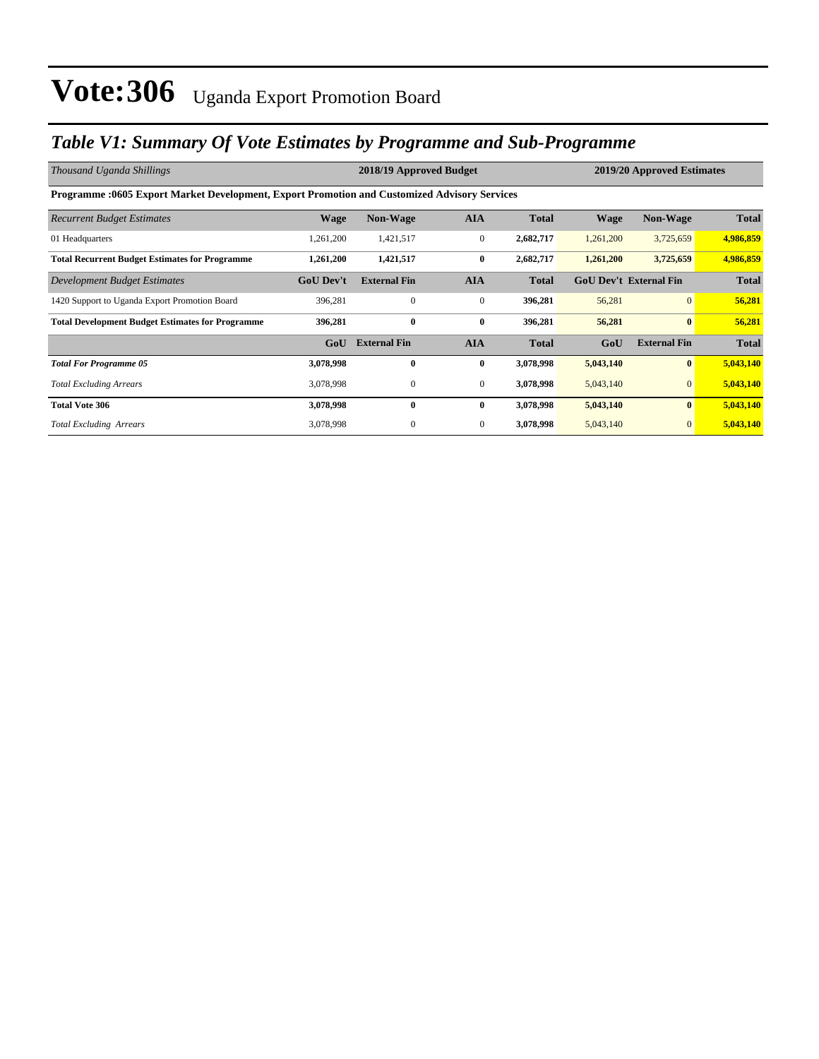# Vote:306 Uganda Export Promotion Board

## *Table V1: Summary Of Vote Estimates by Programme and Sub-Programme*

| *Thousand Uganda Shillings* | 2018/19 Approved Budget | | | | 2019/20 Approved Estimates | | |
|---|---|---|---|---|---|---|---|
| **Programme :0605 Export Market Development, Export Promotion and Customized Advisory Services** | | | | | | | |
| *Recurrent Budget Estimates* | **Wage** | **Non-Wage** | **AIA** | **Total** | **Wage** | **Non-Wage** | **Total** |
| 01 Headquarters | 1,261,200 | 1,421,517 | 0 | **2,682,717** | 1,261,200 | 3,725,659 | **4,986,859** |
| **Total Recurrent Budget Estimates for Programme** | **1,261,200** | **1,421,517** | **0** | **2,682,717** | **1,261,200** | **3,725,659** | **4,986,859** |
| *Development Budget Estimates* | **GoU Dev't** | **External Fin** | **AIA** | **Total** | **GoU Dev't** | **External Fin** | **Total** |
| 1420 Support to Uganda Export Promotion Board | 396,281 | 0 | 0 | **396,281** | 56,281 | 0 | **56,281** |
| **Total Development Budget Estimates for Programme** | **396,281** | **0** | **0** | **396,281** | **56,281** | **0** | **56,281** |
| | **GoU** | **External Fin** | **AIA** | **Total** | **GoU** | **External Fin** | **Total** |
| ***Total For Programme 05*** | **3,078,998** | **0** | **0** | **3,078,998** | **5,043,140** | **0** | **5,043,140** |
| *Total Excluding Arrears* | 3,078,998 | 0 | 0 | **3,078,998** | 5,043,140 | 0 | **5,043,140** |
| **Total Vote 306** | **3,078,998** | **0** | **0** | **3,078,998** | **5,043,140** | **0** | **5,043,140** |
| *Total Excluding Arrears* | 3,078,998 | 0 | 0 | **3,078,998** | 5,043,140 | 0 | **5,043,140** |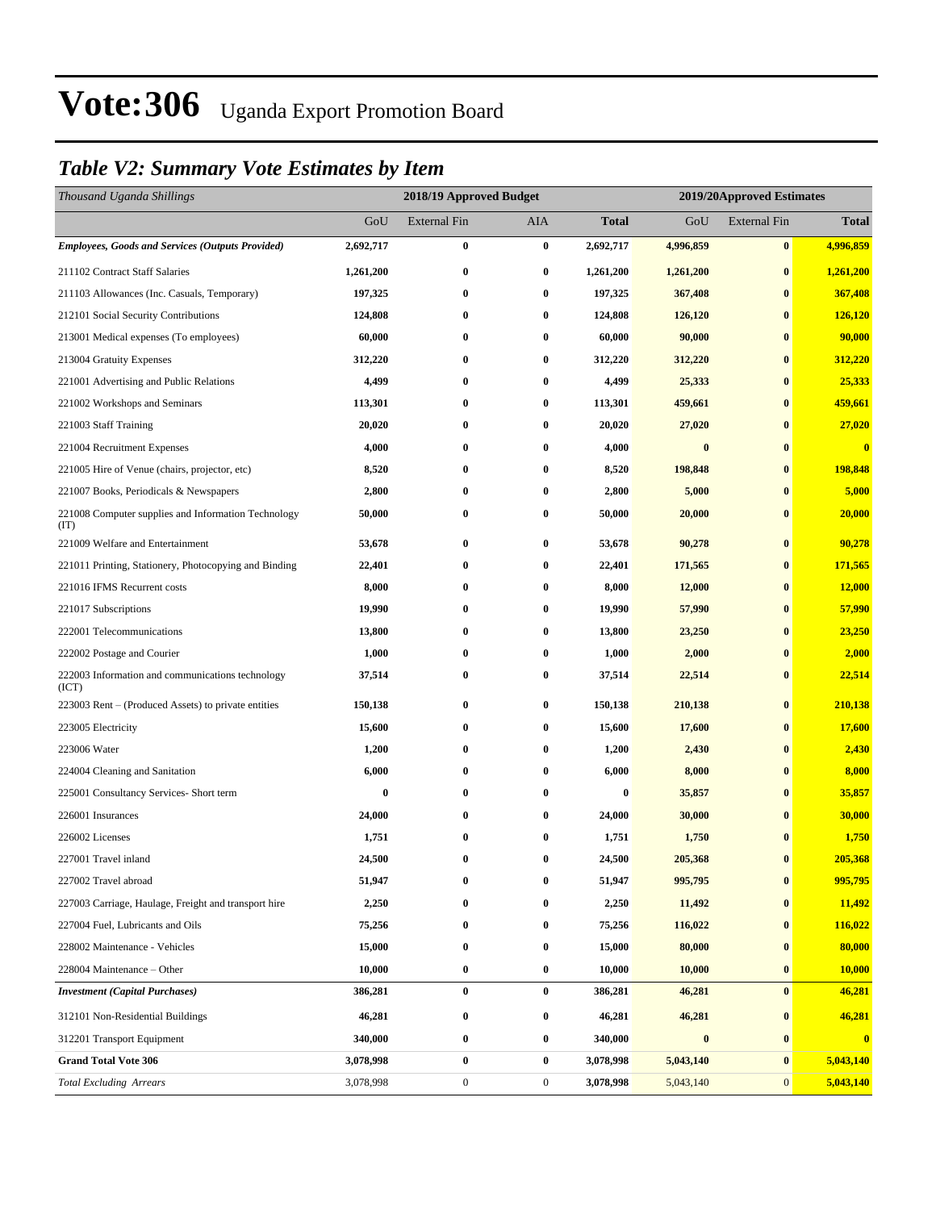# Vote:306 Uganda Export Promotion Board

## *Table V2: Summary Vote Estimates by Item*

| *Thousand Uganda Shillings* | 2018/19 Approved Budget | | | | 2019/20Approved Estimates | | |
|---|---|---|---|---|---|---|---|
| | GoU | External Fin | AIA | **Total** | GoU | External Fin | **Total** |
| ***Employees, Goods and Services (Outputs Provided)*** | **2,692,717** | **0** | **0** | **2,692,717** | **4,996,859** | **0** | **4,996,859** |
| 211102 Contract Staff Salaries | **1,261,200** | **0** | **0** | **1,261,200** | **1,261,200** | **0** | **1,261,200** |
| 211103 Allowances (Inc. Casuals, Temporary) | **197,325** | **0** | **0** | **197,325** | **367,408** | **0** | **367,408** |
| 212101 Social Security Contributions | **124,808** | **0** | **0** | **124,808** | **126,120** | **0** | **126,120** |
| 213001 Medical expenses (To employees) | **60,000** | **0** | **0** | **60,000** | **90,000** | **0** | **90,000** |
| 213004 Gratuity Expenses | **312,220** | **0** | **0** | **312,220** | **312,220** | **0** | **312,220** |
| 221001 Advertising and Public Relations | **4,499** | **0** | **0** | **4,499** | **25,333** | **0** | **25,333** |
| 221002 Workshops and Seminars | **113,301** | **0** | **0** | **113,301** | **459,661** | **0** | **459,661** |
| 221003 Staff Training | **20,020** | **0** | **0** | **20,020** | **27,020** | **0** | **27,020** |
| 221004 Recruitment Expenses | **4,000** | **0** | **0** | **4,000** | **0** | **0** | **0** |
| 221005 Hire of Venue (chairs, projector, etc) | **8,520** | **0** | **0** | **8,520** | **198,848** | **0** | **198,848** |
| 221007 Books, Periodicals & Newspapers | **2,800** | **0** | **0** | **2,800** | **5,000** | **0** | **5,000** |
| 221008 Computer supplies and Information Technology (IT) | **50,000** | **0** | **0** | **50,000** | **20,000** | **0** | **20,000** |
| 221009 Welfare and Entertainment | **53,678** | **0** | **0** | **53,678** | **90,278** | **0** | **90,278** |
| 221011 Printing, Stationery, Photocopying and Binding | **22,401** | **0** | **0** | **22,401** | **171,565** | **0** | **171,565** |
| 221016 IFMS Recurrent costs | **8,000** | **0** | **0** | **8,000** | **12,000** | **0** | **12,000** |
| 221017 Subscriptions | **19,990** | **0** | **0** | **19,990** | **57,990** | **0** | **57,990** |
| 222001 Telecommunications | **13,800** | **0** | **0** | **13,800** | **23,250** | **0** | **23,250** |
| 222002 Postage and Courier | **1,000** | **0** | **0** | **1,000** | **2,000** | **0** | **2,000** |
| 222003 Information and communications technology (ICT) | **37,514** | **0** | **0** | **37,514** | **22,514** | **0** | **22,514** |
| 223003 Rent – (Produced Assets) to private entities | **150,138** | **0** | **0** | **150,138** | **210,138** | **0** | **210,138** |
| 223005 Electricity | **15,600** | **0** | **0** | **15,600** | **17,600** | **0** | **17,600** |
| 223006 Water | **1,200** | **0** | **0** | **1,200** | **2,430** | **0** | **2,430** |
| 224004 Cleaning and Sanitation | **6,000** | **0** | **0** | **6,000** | **8,000** | **0** | **8,000** |
| 225001 Consultancy Services- Short term | **0** | **0** | **0** | **0** | **35,857** | **0** | **35,857** |
| 226001 Insurances | **24,000** | **0** | **0** | **24,000** | **30,000** | **0** | **30,000** |
| 226002 Licenses | **1,751** | **0** | **0** | **1,751** | **1,750** | **0** | **1,750** |
| 227001 Travel inland | **24,500** | **0** | **0** | **24,500** | **205,368** | **0** | **205,368** |
| 227002 Travel abroad | **51,947** | **0** | **0** | **51,947** | **995,795** | **0** | **995,795** |
| 227003 Carriage, Haulage, Freight and transport hire | **2,250** | **0** | **0** | **2,250** | **11,492** | **0** | **11,492** |
| 227004 Fuel, Lubricants and Oils | **75,256** | **0** | **0** | **75,256** | **116,022** | **0** | **116,022** |
| 228002 Maintenance - Vehicles | **15,000** | **0** | **0** | **15,000** | **80,000** | **0** | **80,000** |
| 228004 Maintenance – Other | **10,000** | **0** | **0** | **10,000** | **10,000** | **0** | **10,000** |
| ***Investment (Capital Purchases)*** | **386,281** | **0** | **0** | **386,281** | **46,281** | **0** | **46,281** |
| 312101 Non-Residential Buildings | **46,281** | **0** | **0** | **46,281** | **46,281** | **0** | **46,281** |
| 312201 Transport Equipment | **340,000** | **0** | **0** | **340,000** | **0** | **0** | **0** |
| **Grand Total Vote 306** | **3,078,998** | **0** | **0** | **3,078,998** | **5,043,140** | **0** | **5,043,140** |
| *Total Excluding Arrears* | 3,078,998 | 0 | 0 | **3,078,998** | 5,043,140 | 0 | **5,043,140** |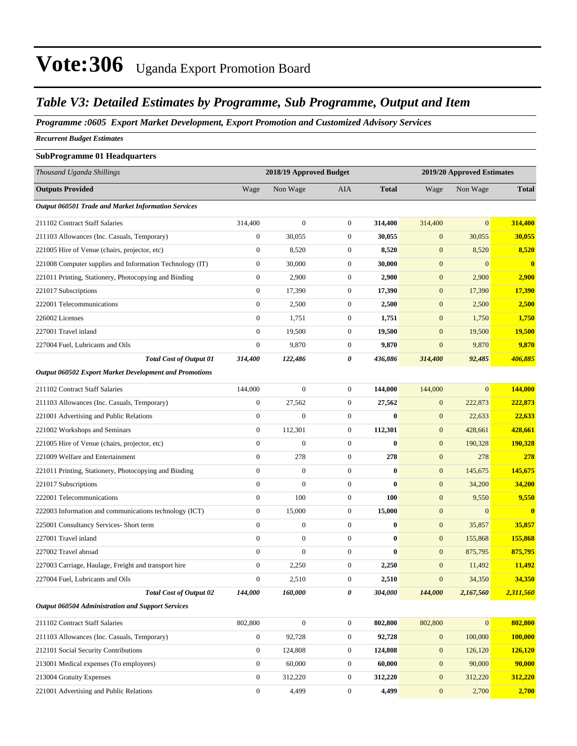# Vote:306 Uganda Export Promotion Board

## *Table V3: Detailed Estimates by Programme, Sub Programme, Output and Item*

***Programme :0605 Export Market Development, Export Promotion and Customized Advisory Services***

***Recurrent Budget Estimates***

**SubProgramme 01 Headquarters**

| *Thousand Uganda Shillings* | 2018/19 Approved Budget | | | | 2019/20 Approved Estimates | | |
|---|---|---|---|---|---|---|---|
| **Outputs Provided** | Wage | Non Wage | AIA | **Total** | Wage | Non Wage | **Total** |
| ***Output 060501 Trade and Market Information Services*** | | | | | | | |
| 211102 Contract Staff Salaries | 314,400 | 0 | 0 | **314,400** | 314,400 | 0 | **314,400** |
| 211103 Allowances (Inc. Casuals, Temporary) | 0 | 30,055 | 0 | **30,055** | 0 | 30,055 | **30,055** |
| 221005 Hire of Venue (chairs, projector, etc) | 0 | 8,520 | 0 | **8,520** | 0 | 8,520 | **8,520** |
| 221008 Computer supplies and Information Technology (IT) | 0 | 30,000 | 0 | **30,000** | 0 | 0 | **0** |
| 221011 Printing, Stationery, Photocopying and Binding | 0 | 2,900 | 0 | **2,900** | 0 | 2,900 | **2,900** |
| 221017 Subscriptions | 0 | 17,390 | 0 | **17,390** | 0 | 17,390 | **17,390** |
| 222001 Telecommunications | 0 | 2,500 | 0 | **2,500** | 0 | 2,500 | **2,500** |
| 226002 Licenses | 0 | 1,751 | 0 | **1,751** | 0 | 1,750 | **1,750** |
| 227001 Travel inland | 0 | 19,500 | 0 | **19,500** | 0 | 19,500 | **19,500** |
| 227004 Fuel, Lubricants and Oils | 0 | 9,870 | 0 | **9,870** | 0 | 9,870 | **9,870** |
| ***Total Cost of Output 01*** | ***314,400*** | ***122,486*** | ***0*** | ***436,886*** | ***314,400*** | ***92,485*** | ***406,885*** |
| ***Output 060502 Export Market Development and Promotions*** | | | | | | | |
| 211102 Contract Staff Salaries | 144,000 | 0 | 0 | **144,000** | 144,000 | 0 | **144,000** |
| 211103 Allowances (Inc. Casuals, Temporary) | 0 | 27,562 | 0 | **27,562** | 0 | 222,873 | **222,873** |
| 221001 Advertising and Public Relations | 0 | 0 | 0 | **0** | 0 | 22,633 | **22,633** |
| 221002 Workshops and Seminars | 0 | 112,301 | 0 | **112,301** | 0 | 428,661 | **428,661** |
| 221005 Hire of Venue (chairs, projector, etc) | 0 | 0 | 0 | **0** | 0 | 190,328 | **190,328** |
| 221009 Welfare and Entertainment | 0 | 278 | 0 | **278** | 0 | 278 | **278** |
| 221011 Printing, Stationery, Photocopying and Binding | 0 | 0 | 0 | **0** | 0 | 145,675 | **145,675** |
| 221017 Subscriptions | 0 | 0 | 0 | **0** | 0 | 34,200 | **34,200** |
| 222001 Telecommunications | 0 | 100 | 0 | **100** | 0 | 9,550 | **9,550** |
| 222003 Information and communications technology (ICT) | 0 | 15,000 | 0 | **15,000** | 0 | 0 | **0** |
| 225001 Consultancy Services- Short term | 0 | 0 | 0 | **0** | 0 | 35,857 | **35,857** |
| 227001 Travel inland | 0 | 0 | 0 | **0** | 0 | 155,868 | **155,868** |
| 227002 Travel abroad | 0 | 0 | 0 | **0** | 0 | 875,795 | **875,795** |
| 227003 Carriage, Haulage, Freight and transport hire | 0 | 2,250 | 0 | **2,250** | 0 | 11,492 | **11,492** |
| 227004 Fuel, Lubricants and Oils | 0 | 2,510 | 0 | **2,510** | 0 | 34,350 | **34,350** |
| ***Total Cost of Output 02*** | ***144,000*** | ***160,000*** | ***0*** | ***304,000*** | ***144,000*** | ***2,167,560*** | ***2,311,560*** |
| ***Output 060504 Administration and Support Services*** | | | | | | | |
| 211102 Contract Staff Salaries | 802,800 | 0 | 0 | **802,800** | 802,800 | 0 | **802,800** |
| 211103 Allowances (Inc. Casuals, Temporary) | 0 | 92,728 | 0 | **92,728** | 0 | 100,000 | **100,000** |
| 212101 Social Security Contributions | 0 | 124,808 | 0 | **124,808** | 0 | 126,120 | **126,120** |
| 213001 Medical expenses (To employees) | 0 | 60,000 | 0 | **60,000** | 0 | 90,000 | **90,000** |
| 213004 Gratuity Expenses | 0 | 312,220 | 0 | **312,220** | 0 | 312,220 | **312,220** |
| 221001 Advertising and Public Relations | 0 | 4,499 | 0 | **4,499** | 0 | 2,700 | **2,700** |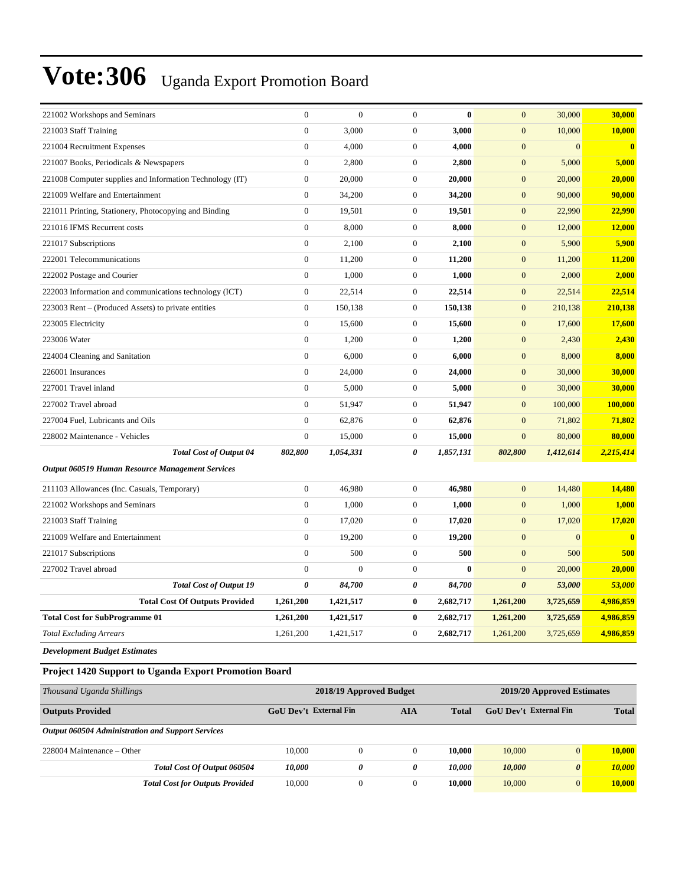# Vote:306 Uganda Export Promotion Board

| | | | | | | | |
|---|---|---|---|---|---|---|---|
| 221002 Workshops and Seminars | 0 | 0 | 0 | **0** | 0 | 30,000 | **30,000** |
| 221003 Staff Training | 0 | 3,000 | 0 | **3,000** | 0 | 10,000 | **10,000** |
| 221004 Recruitment Expenses | 0 | 4,000 | 0 | **4,000** | 0 | 0 | **0** |
| 221007 Books, Periodicals & Newspapers | 0 | 2,800 | 0 | **2,800** | 0 | 5,000 | **5,000** |
| 221008 Computer supplies and Information Technology (IT) | 0 | 20,000 | 0 | **20,000** | 0 | 20,000 | **20,000** |
| 221009 Welfare and Entertainment | 0 | 34,200 | 0 | **34,200** | 0 | 90,000 | **90,000** |
| 221011 Printing, Stationery, Photocopying and Binding | 0 | 19,501 | 0 | **19,501** | 0 | 22,990 | **22,990** |
| 221016 IFMS Recurrent costs | 0 | 8,000 | 0 | **8,000** | 0 | 12,000 | **12,000** |
| 221017 Subscriptions | 0 | 2,100 | 0 | **2,100** | 0 | 5,900 | **5,900** |
| 222001 Telecommunications | 0 | 11,200 | 0 | **11,200** | 0 | 11,200 | **11,200** |
| 222002 Postage and Courier | 0 | 1,000 | 0 | **1,000** | 0 | 2,000 | **2,000** |
| 222003 Information and communications technology (ICT) | 0 | 22,514 | 0 | **22,514** | 0 | 22,514 | **22,514** |
| 223003 Rent – (Produced Assets) to private entities | 0 | 150,138 | 0 | **150,138** | 0 | 210,138 | **210,138** |
| 223005 Electricity | 0 | 15,600 | 0 | **15,600** | 0 | 17,600 | **17,600** |
| 223006 Water | 0 | 1,200 | 0 | **1,200** | 0 | 2,430 | **2,430** |
| 224004 Cleaning and Sanitation | 0 | 6,000 | 0 | **6,000** | 0 | 8,000 | **8,000** |
| 226001 Insurances | 0 | 24,000 | 0 | **24,000** | 0 | 30,000 | **30,000** |
| 227001 Travel inland | 0 | 5,000 | 0 | **5,000** | 0 | 30,000 | **30,000** |
| 227002 Travel abroad | 0 | 51,947 | 0 | **51,947** | 0 | 100,000 | **100,000** |
| 227004 Fuel, Lubricants and Oils | 0 | 62,876 | 0 | **62,876** | 0 | 71,802 | **71,802** |
| 228002 Maintenance - Vehicles | 0 | 15,000 | 0 | **15,000** | 0 | 80,000 | **80,000** |
| ***Total Cost of Output 04*** | ***802,800*** | ***1,054,331*** | ***0*** | ***1,857,131*** | ***802,800*** | ***1,412,614*** | ***2,215,414*** |
| ***Output 060519 Human Resource Management Services*** | | | | | | | |
| 211103 Allowances (Inc. Casuals, Temporary) | 0 | 46,980 | 0 | **46,980** | 0 | 14,480 | **14,480** |
| 221002 Workshops and Seminars | 0 | 1,000 | 0 | **1,000** | 0 | 1,000 | **1,000** |
| 221003 Staff Training | 0 | 17,020 | 0 | **17,020** | 0 | 17,020 | **17,020** |
| 221009 Welfare and Entertainment | 0 | 19,200 | 0 | **19,200** | 0 | 0 | **0** |
| 221017 Subscriptions | 0 | 500 | 0 | **500** | 0 | 500 | **500** |
| 227002 Travel abroad | 0 | 0 | 0 | **0** | 0 | 20,000 | **20,000** |
| ***Total Cost of Output 19*** | ***0*** | ***84,700*** | ***0*** | ***84,700*** | ***0*** | ***53,000*** | ***53,000*** |
| **Total Cost Of Outputs Provided** | **1,261,200** | **1,421,517** | **0** | **2,682,717** | **1,261,200** | **3,725,659** | **4,986,859** |
| **Total Cost for SubProgramme 01** | **1,261,200** | **1,421,517** | **0** | **2,682,717** | **1,261,200** | **3,725,659** | **4,986,859** |
| *Total Excluding Arrears* | 1,261,200 | 1,421,517 | 0 | **2,682,717** | 1,261,200 | 3,725,659 | **4,986,859** |

***Development Budget Estimates***

### Project 1420 Support to Uganda Export Promotion Board

| *Thousand Uganda Shillings* | 2018/19 Approved Budget | | | | 2019/20 Approved Estimates | | |
|---|---|---|---|---|---|---|---|
| **Outputs Provided** | **GoU Dev't** | **External Fin** | **AIA** | **Total** | **GoU Dev't** | **External Fin** | **Total** |
| ***Output 060504 Administration and Support Services*** | | | | | | | |
| 228004 Maintenance – Other | 10,000 | 0 | 0 | **10,000** | 10,000 | 0 | **10,000** |
| ***Total Cost Of Output 060504*** | ***10,000*** | ***0*** | ***0*** | ***10,000*** | ***10,000*** | ***0*** | ***10,000*** |
| ***Total Cost for Outputs Provided*** | 10,000 | 0 | 0 | **10,000** | 10,000 | 0 | **10,000** |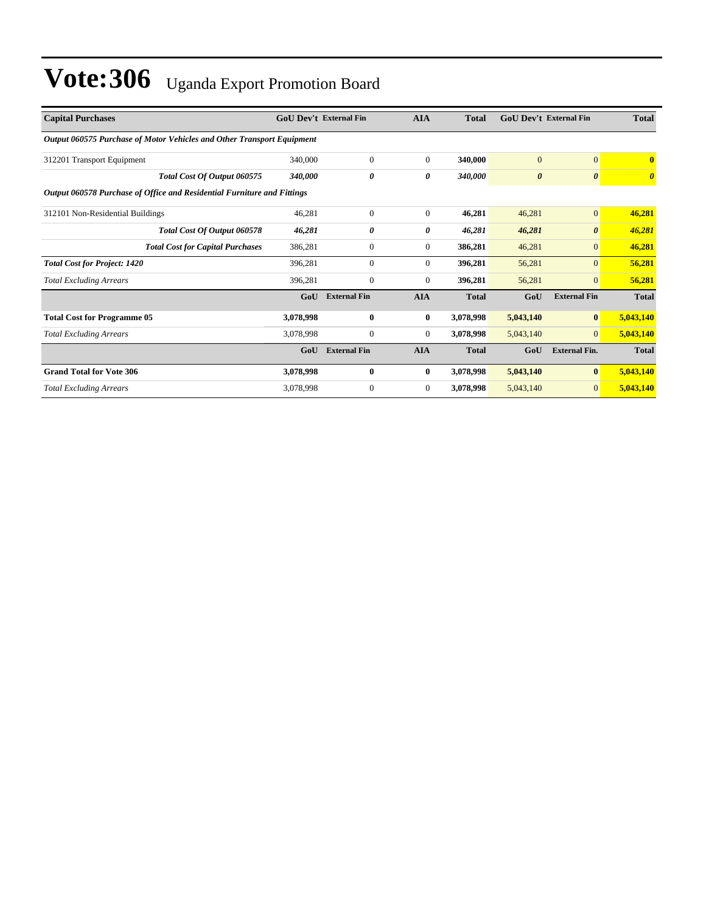# Vote:306 Uganda Export Promotion Board

| Capital Purchases | GoU Dev't | External Fin | AIA | Total | GoU Dev't | External Fin | Total |
|---|---|---|---|---|---|---|---|
| ***Output 060575 Purchase of Motor Vehicles and Other Transport Equipment*** | | | | | | | |
| 312201 Transport Equipment | 340,000 | 0 | 0 | **340,000** | 0 | 0 | **0** |
| ***Total Cost Of Output 060575*** | ***340,000*** | ***0*** | ***0*** | ***340,000*** | ***0*** | ***0*** | ***0*** |
| ***Output 060578 Purchase of Office and Residential Furniture and Fittings*** | | | | | | | |
| 312101 Non-Residential Buildings | 46,281 | 0 | 0 | **46,281** | 46,281 | 0 | **46,281** |
| ***Total Cost Of Output 060578*** | ***46,281*** | ***0*** | ***0*** | ***46,281*** | ***46,281*** | ***0*** | ***46,281*** |
| ***Total Cost for Capital Purchases*** | 386,281 | 0 | 0 | **386,281** | 46,281 | 0 | **46,281** |
| ***Total Cost for Project: 1420*** | 396,281 | 0 | 0 | **396,281** | 56,281 | 0 | **56,281** |
| *Total Excluding Arrears* | 396,281 | 0 | 0 | **396,281** | 56,281 | 0 | **56,281** |
| | **GoU** | **External Fin** | **AIA** | **Total** | **GoU** | **External Fin** | **Total** |
| **Total Cost for Programme 05** | **3,078,998** | **0** | **0** | **3,078,998** | **5,043,140** | **0** | **5,043,140** |
| *Total Excluding Arrears* | 3,078,998 | 0 | 0 | **3,078,998** | 5,043,140 | 0 | **5,043,140** |
| | **GoU** | **External Fin** | **AIA** | **Total** | **GoU** | **External Fin.** | **Total** |
| **Grand Total for Vote 306** | **3,078,998** | **0** | **0** | **3,078,998** | **5,043,140** | **0** | **5,043,140** |
| *Total Excluding Arrears* | 3,078,998 | 0 | 0 | **3,078,998** | 5,043,140 | 0 | **5,043,140** |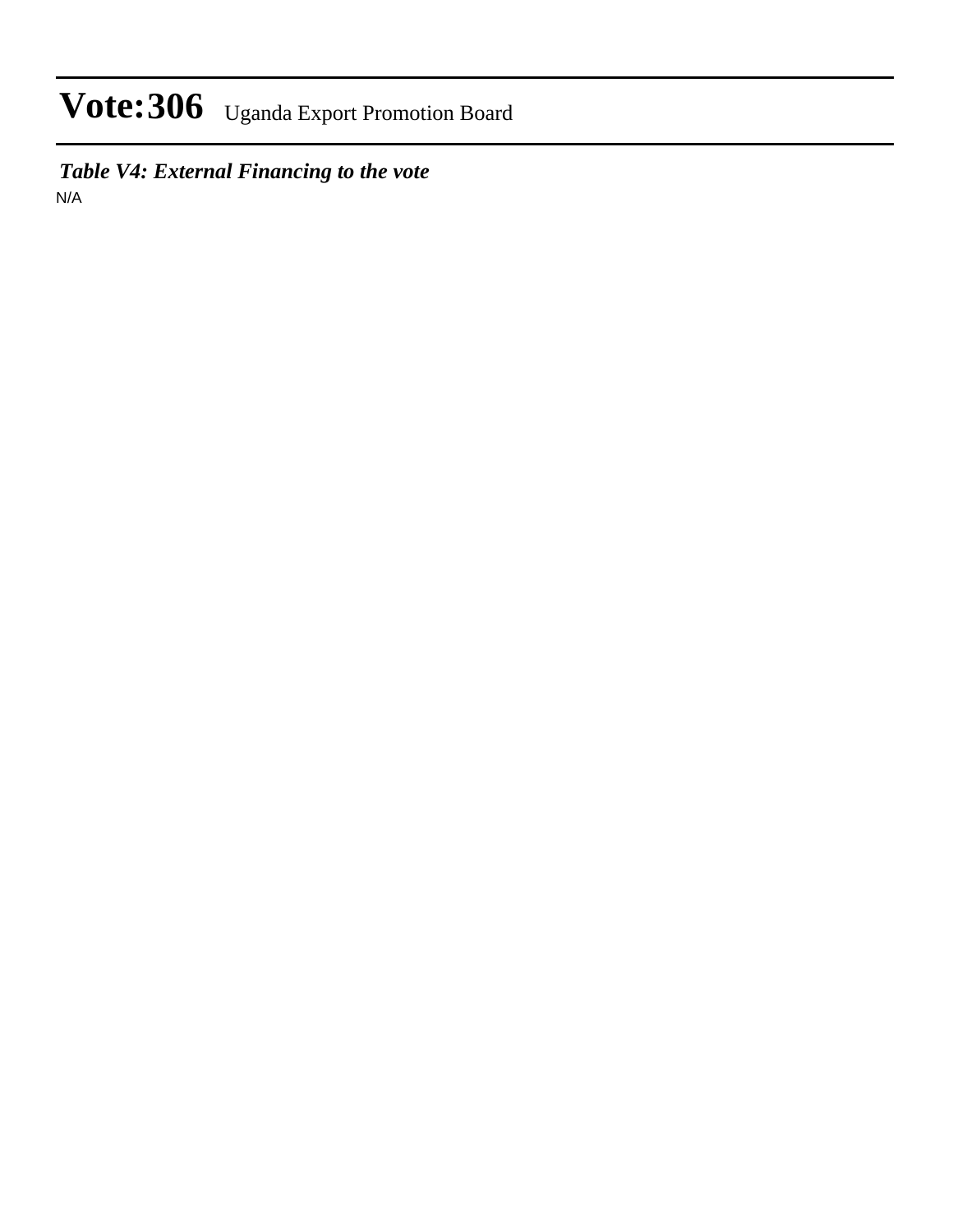# Vote:306 Uganda Export Promotion Board

***Table V4: External Financing to the vote***

N/A